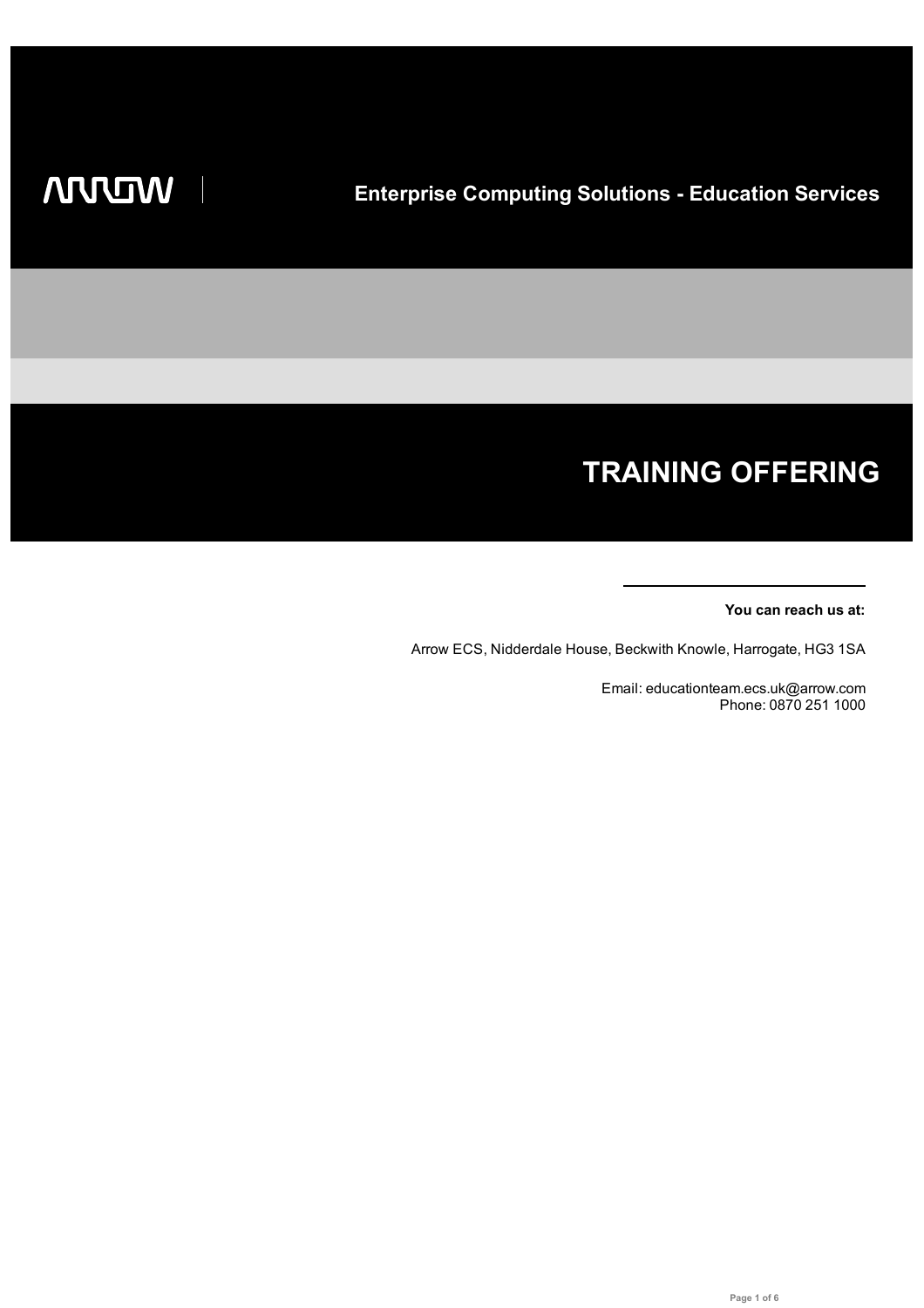ARROW | Enterprise Computing Solutions - Education Services

# TRAINING OFFERING

**You can reach us at:**

Arrow ECS, Nidderdale House, Beckwith Knowle, Harrogate, HG3 1SA

Email: educationteam.ecs.uk@arrow.com
Phone: 0870 251 1000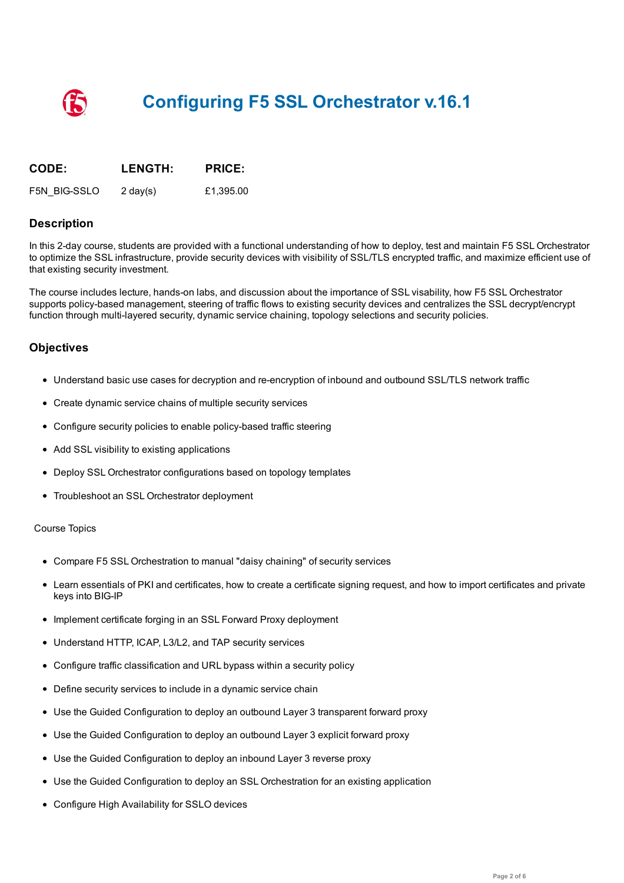# Configuring F5 SSL Orchestrator v.16.1

| CODE: | LENGTH: | PRICE: |
|---|---|---|
| F5N_BIG-SSLO | 2 day(s) | £1,395.00 |

## Description

In this 2-day course, students are provided with a functional understanding of how to deploy, test and maintain F5 SSL Orchestrator to optimize the SSL infrastructure, provide security devices with visibility of SSL/TLS encrypted traffic, and maximize efficient use of that existing security investment.

The course includes lecture, hands-on labs, and discussion about the importance of SSL visability, how F5 SSL Orchestrator supports policy-based management, steering of traffic flows to existing security devices and centralizes the SSL decrypt/encrypt function through multi-layered security, dynamic service chaining, topology selections and security policies.

## Objectives

- Understand basic use cases for decryption and re-encryption of inbound and outbound SSL/TLS network traffic
- Create dynamic service chains of multiple security services
- Configure security policies to enable policy-based traffic steering
- Add SSL visibility to existing applications
- Deploy SSL Orchestrator configurations based on topology templates
- Troubleshoot an SSL Orchestrator deployment

Course Topics

- Compare F5 SSL Orchestration to manual "daisy chaining" of security services
- Learn essentials of PKI and certificates, how to create a certificate signing request, and how to import certificates and private keys into BIG-IP
- Implement certificate forging in an SSL Forward Proxy deployment
- Understand HTTP, ICAP, L3/L2, and TAP security services
- Configure traffic classification and URL bypass within a security policy
- Define security services to include in a dynamic service chain
- Use the Guided Configuration to deploy an outbound Layer 3 transparent forward proxy
- Use the Guided Configuration to deploy an outbound Layer 3 explicit forward proxy
- Use the Guided Configuration to deploy an inbound Layer 3 reverse proxy
- Use the Guided Configuration to deploy an SSL Orchestration for an existing application
- Configure High Availability for SSLO devices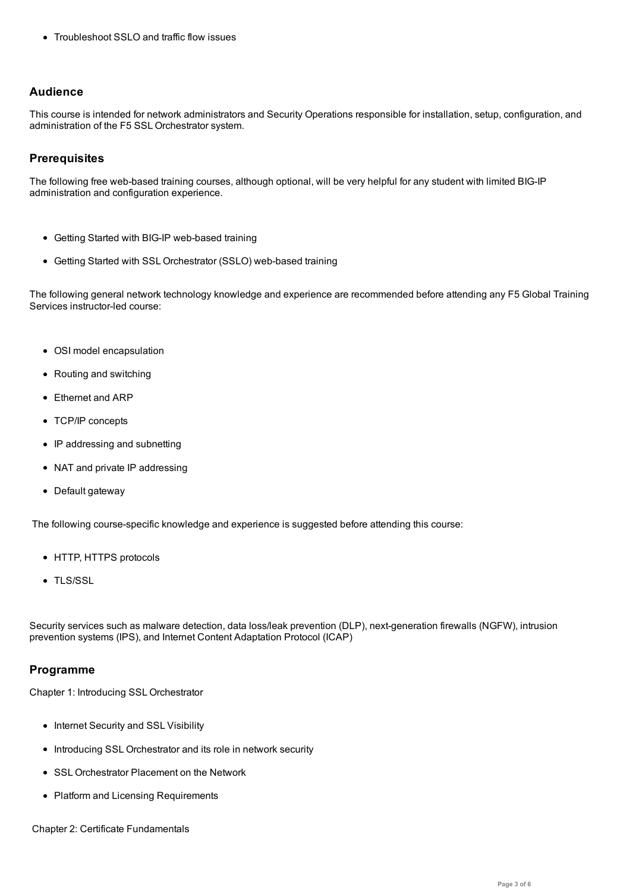- Troubleshoot SSLO and traffic flow issues

## Audience

This course is intended for network administrators and Security Operations responsible for installation, setup, configuration, and administration of the F5 SSL Orchestrator system.

## Prerequisites

The following free web-based training courses, although optional, will be very helpful for any student with limited BIG-IP administration and configuration experience.

- Getting Started with BIG-IP web-based training
- Getting Started with SSL Orchestrator (SSLO) web-based training

The following general network technology knowledge and experience are recommended before attending any F5 Global Training Services instructor-led course:

- OSI model encapsulation
- Routing and switching
- Ethernet and ARP
- TCP/IP concepts
- IP addressing and subnetting
- NAT and private IP addressing
- Default gateway

The following course-specific knowledge and experience is suggested before attending this course:

- HTTP, HTTPS protocols
- TLS/SSL

Security services such as malware detection, data loss/leak prevention (DLP), next-generation firewalls (NGFW), intrusion prevention systems (IPS), and Internet Content Adaptation Protocol (ICAP)

## Programme

Chapter 1: Introducing SSL Orchestrator

- Internet Security and SSL Visibility
- Introducing SSL Orchestrator and its role in network security
- SSL Orchestrator Placement on the Network
- Platform and Licensing Requirements

Chapter 2: Certificate Fundamentals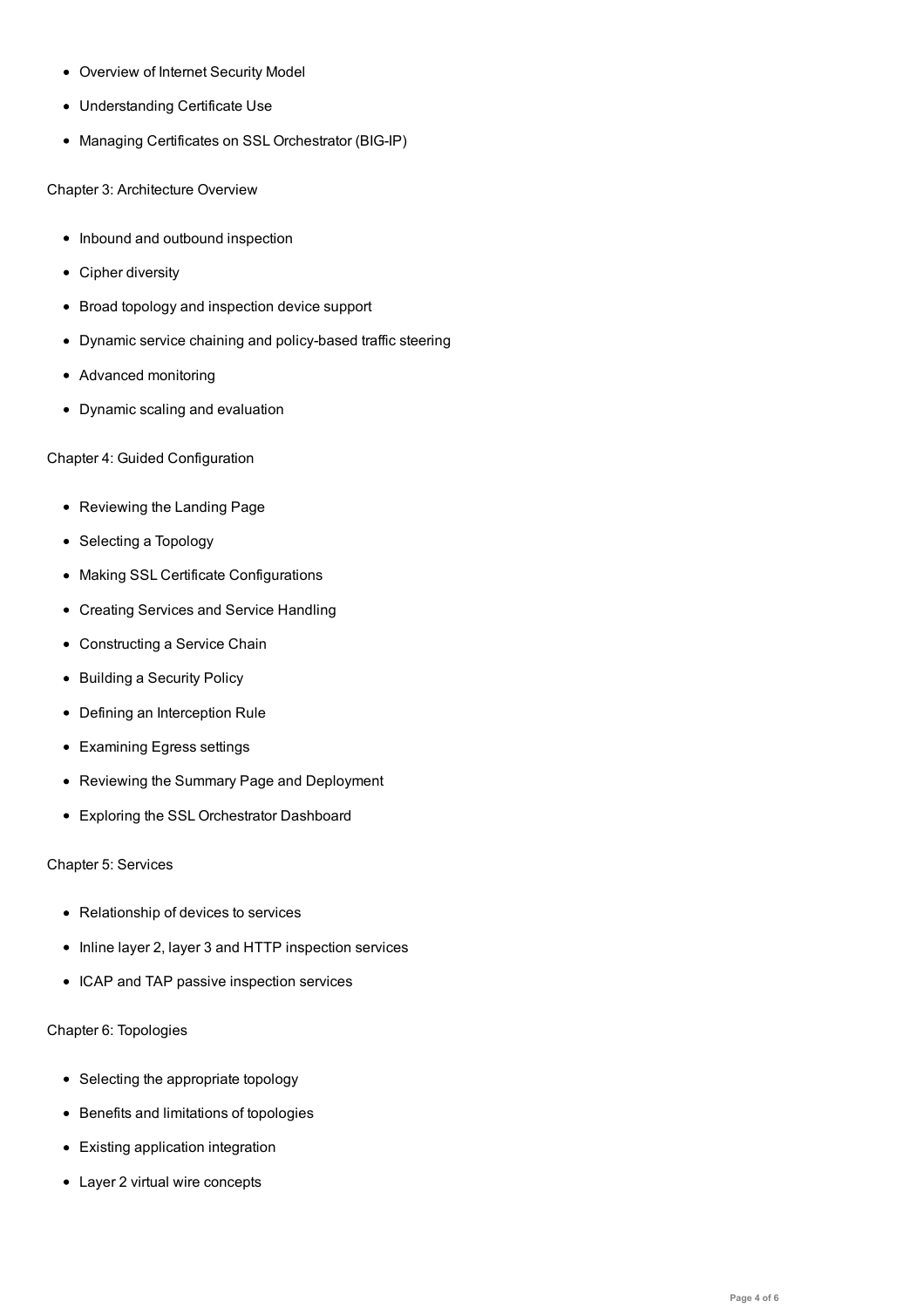- Overview of Internet Security Model
- Understanding Certificate Use
- Managing Certificates on SSL Orchestrator (BIG-IP)

Chapter 3: Architecture Overview

- Inbound and outbound inspection
- Cipher diversity
- Broad topology and inspection device support
- Dynamic service chaining and policy-based traffic steering
- Advanced monitoring
- Dynamic scaling and evaluation

Chapter 4: Guided Configuration

- Reviewing the Landing Page
- Selecting a Topology
- Making SSL Certificate Configurations
- Creating Services and Service Handling
- Constructing a Service Chain
- Building a Security Policy
- Defining an Interception Rule
- Examining Egress settings
- Reviewing the Summary Page and Deployment
- Exploring the SSL Orchestrator Dashboard

Chapter 5: Services

- Relationship of devices to services
- Inline layer 2, layer 3 and HTTP inspection services
- ICAP and TAP passive inspection services

Chapter 6: Topologies

- Selecting the appropriate topology
- Benefits and limitations of topologies
- Existing application integration
- Layer 2 virtual wire concepts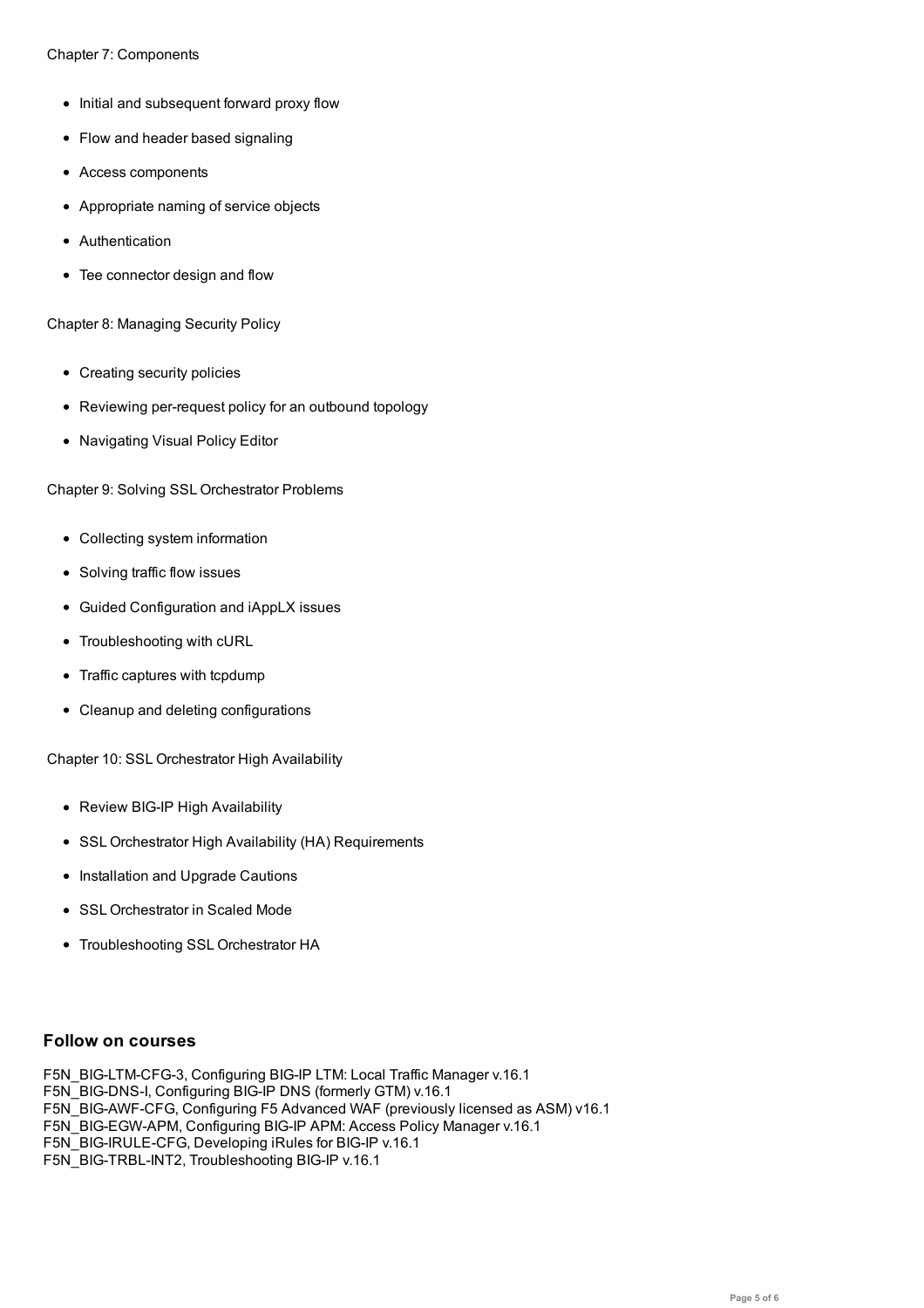Chapter 7: Components

- Initial and subsequent forward proxy flow
- Flow and header based signaling
- Access components
- Appropriate naming of service objects
- Authentication
- Tee connector design and flow

Chapter 8: Managing Security Policy

- Creating security policies
- Reviewing per-request policy for an outbound topology
- Navigating Visual Policy Editor

Chapter 9: Solving SSL Orchestrator Problems

- Collecting system information
- Solving traffic flow issues
- Guided Configuration and iAppLX issues
- Troubleshooting with cURL
- Traffic captures with tcpdump
- Cleanup and deleting configurations

Chapter 10: SSL Orchestrator High Availability

- Review BIG-IP High Availability
- SSL Orchestrator High Availability (HA) Requirements
- Installation and Upgrade Cautions
- SSL Orchestrator in Scaled Mode
- Troubleshooting SSL Orchestrator HA

## Follow on courses

F5N_BIG-LTM-CFG-3, Configuring BIG-IP LTM: Local Traffic Manager v.16.1
F5N_BIG-DNS-I, Configuring BIG-IP DNS (formerly GTM) v.16.1
F5N_BIG-AWF-CFG, Configuring F5 Advanced WAF (previously licensed as ASM) v16.1
F5N_BIG-EGW-APM, Configuring BIG-IP APM: Access Policy Manager v.16.1
F5N_BIG-IRULE-CFG, Developing iRules for BIG-IP v.16.1
F5N_BIG-TRBL-INT2, Troubleshooting BIG-IP v.16.1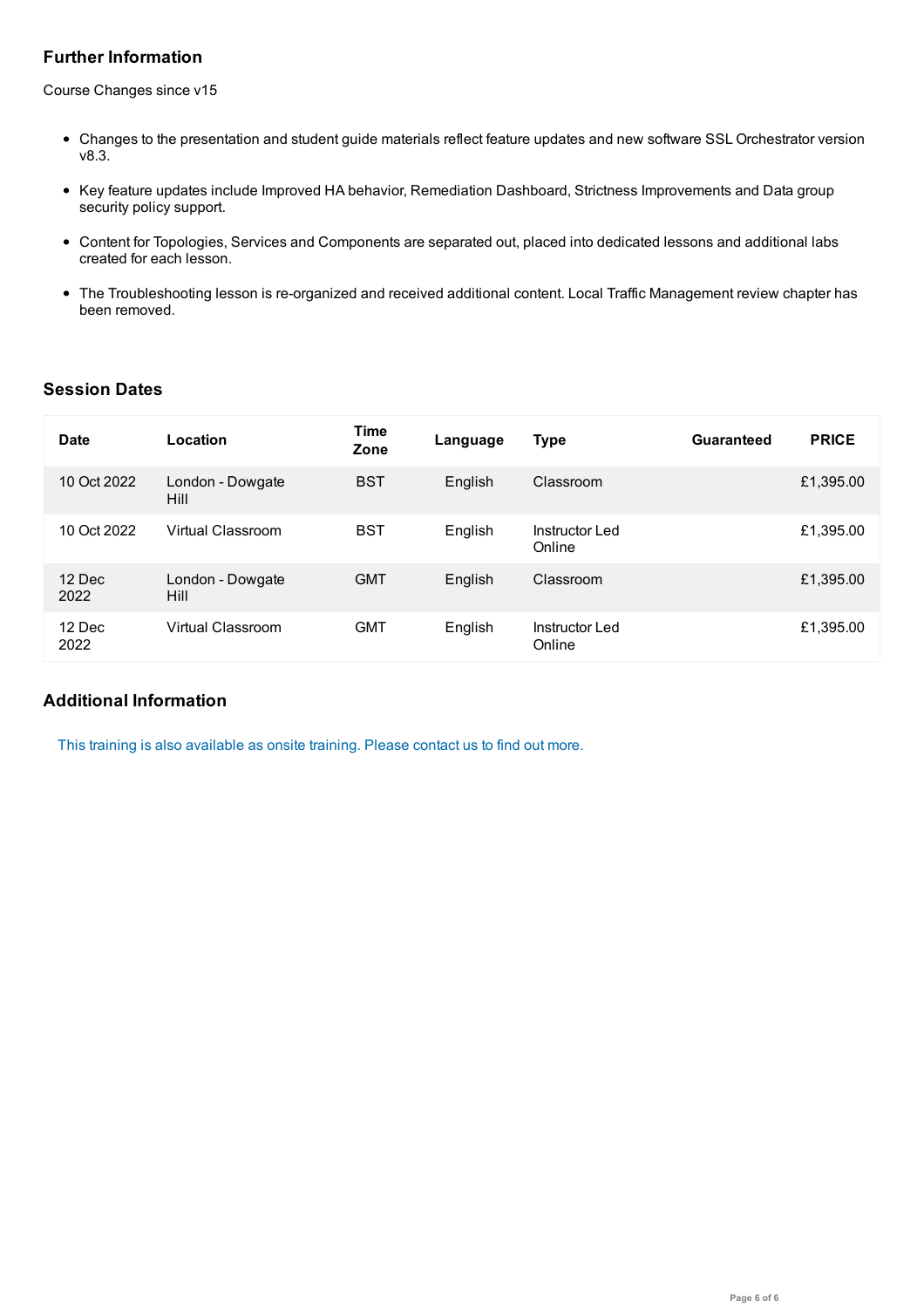### Further Information

Course Changes since v15

- Changes to the presentation and student guide materials reflect feature updates and new software SSL Orchestrator version v8.3.
- Key feature updates include Improved HA behavior, Remediation Dashboard, Strictness Improvements and Data group security policy support.
- Content for Topologies, Services and Components are separated out, placed into dedicated lessons and additional labs created for each lesson.
- The Troubleshooting lesson is re-organized and received additional content. Local Traffic Management review chapter has been removed.

### Session Dates

| Date | Location | Time Zone | Language | Type | Guaranteed | PRICE |
|---|---|---|---|---|---|---|
| 10 Oct 2022 | London - Dowgate Hill | BST | English | Classroom | | £1,395.00 |
| 10 Oct 2022 | Virtual Classroom | BST | English | Instructor Led Online | | £1,395.00 |
| 12 Dec 2022 | London - Dowgate Hill | GMT | English | Classroom | | £1,395.00 |
| 12 Dec 2022 | Virtual Classroom | GMT | English | Instructor Led Online | | £1,395.00 |

### Additional Information

This training is also available as onsite training. Please contact us to find out more.